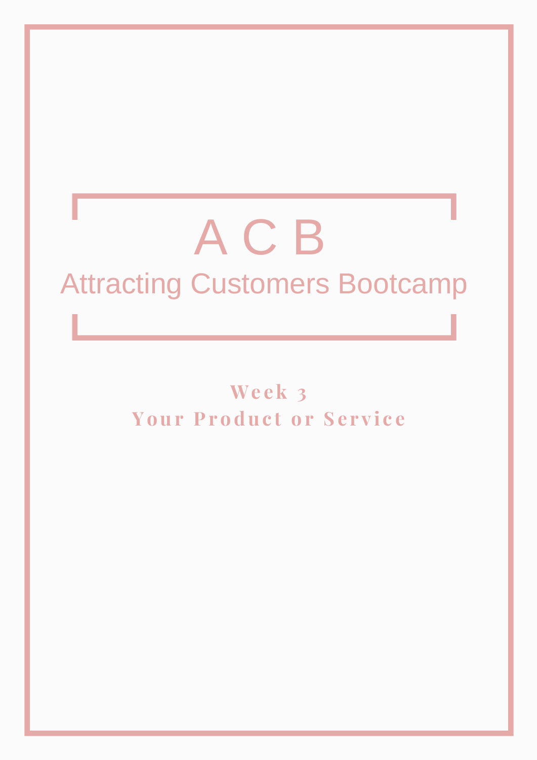# A C B

## Attracting Customers Bootcamp

### Week 3

### Your Product or Service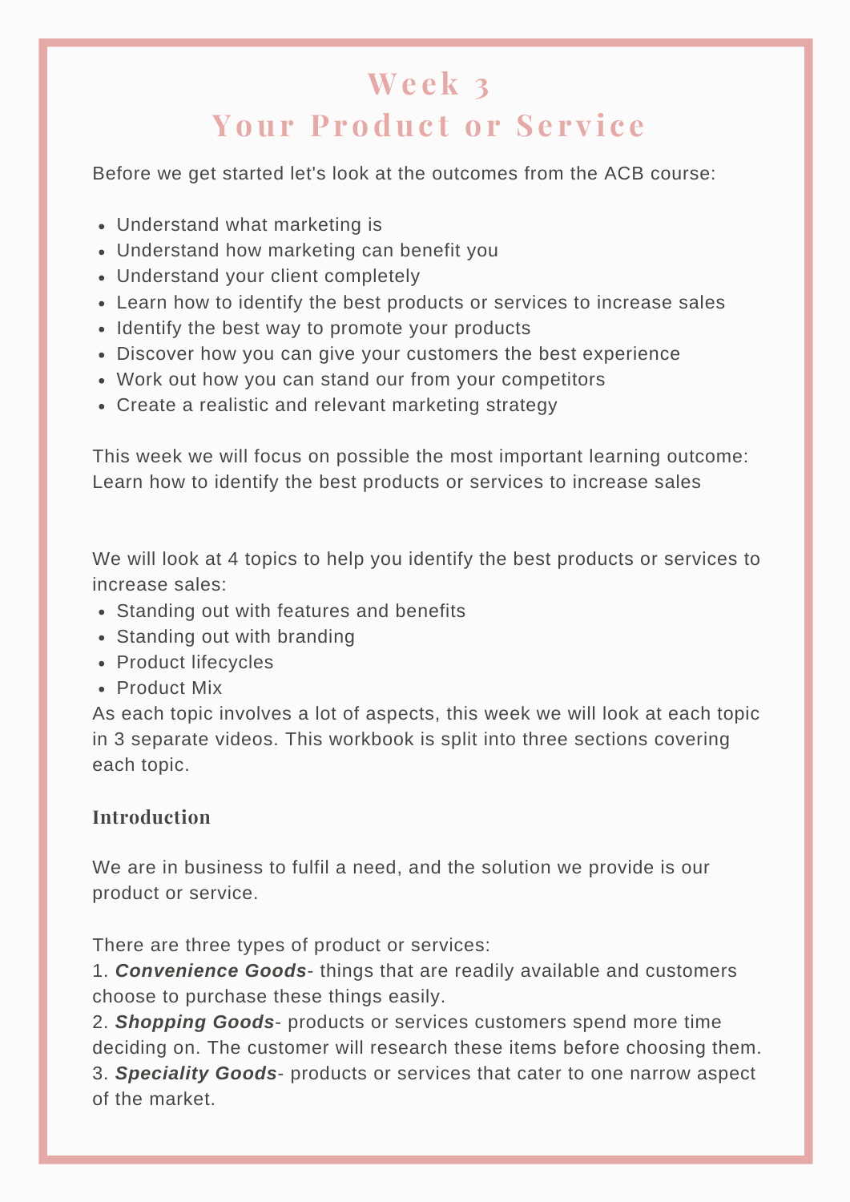# Week 3
# Your Product or Service

Before we get started let's look at the outcomes from the ACB course:

- Understand what marketing is
- Understand how marketing can benefit you
- Understand your client completely
- Learn how to identify the best products or services to increase sales
- Identify the best way to promote your products
- Discover how you can give your customers the best experience
- Work out how you can stand our from your competitors
- Create a realistic and relevant marketing strategy

This week we will focus on possible the most important learning outcome: Learn how to identify the best products or services to increase sales

We will look at 4 topics to help you identify the best products or services to increase sales:

- Standing out with features and benefits
- Standing out with branding
- Product lifecycles
- Product Mix

As each topic involves a lot of aspects, this week we will look at each topic in 3 separate videos. This workbook is split into three sections covering each topic.

### Introduction

We are in business to fulfil a need, and the solution we provide is our product or service.

There are three types of product or services:

1. ***Convenience Goods***- things that are readily available and customers choose to purchase these things easily.
2. ***Shopping Goods***- products or services customers spend more time deciding on. The customer will research these items before choosing them.
3. ***Speciality Goods***- products or services that cater to one narrow aspect of the market.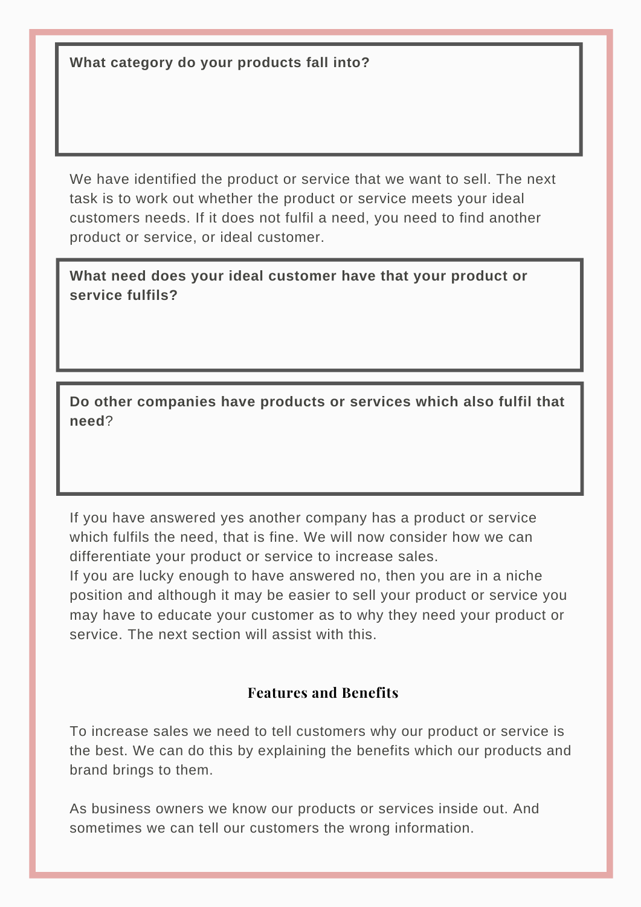**What category do your products fall into?**

We have identified the product or service that we want to sell. The next task is to work out whether the product or service meets your ideal customers needs. If it does not fulfil a need, you need to find another product or service, or ideal customer.

**What need does your ideal customer have that your product or service fulfils?**

**Do other companies have products or services which also fulfil that need**?

If you have answered yes another company has a product or service which fulfils the need, that is fine. We will now consider how we can differentiate your product or service to increase sales.
If you are lucky enough to have answered no, then you are in a niche position and although it may be easier to sell your product or service you may have to educate your customer as to why they need your product or service. The next section will assist with this.

## Features and Benefits

To increase sales we need to tell customers why our product or service is the best. We can do this by explaining the benefits which our products and brand brings to them.

As business owners we know our products or services inside out. And sometimes we can tell our customers the wrong information.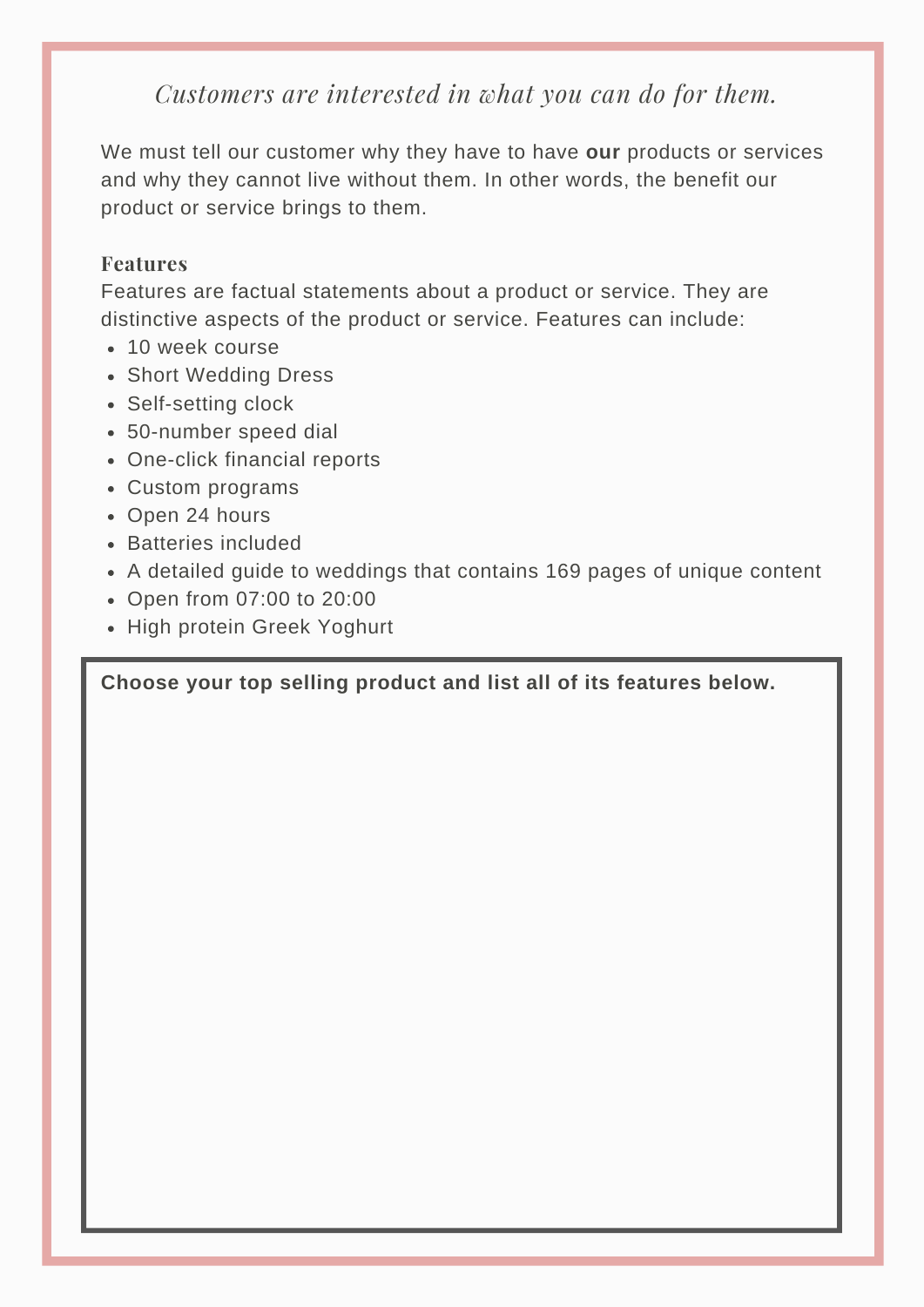*Customers are interested in what you can do for them.*

We must tell our customer why they have to have **our** products or services and why they cannot live without them. In other words, the benefit our product or service brings to them.

### Features

Features are factual statements about a product or service. They are distinctive aspects of the product or service. Features can include:

- 10 week course
- Short Wedding Dress
- Self-setting clock
- 50-number speed dial
- One-click financial reports
- Custom programs
- Open 24 hours
- Batteries included
- A detailed guide to weddings that contains 169 pages of unique content
- Open from 07:00 to 20:00
- High protein Greek Yoghurt

**Choose your top selling product and list all of its features below.**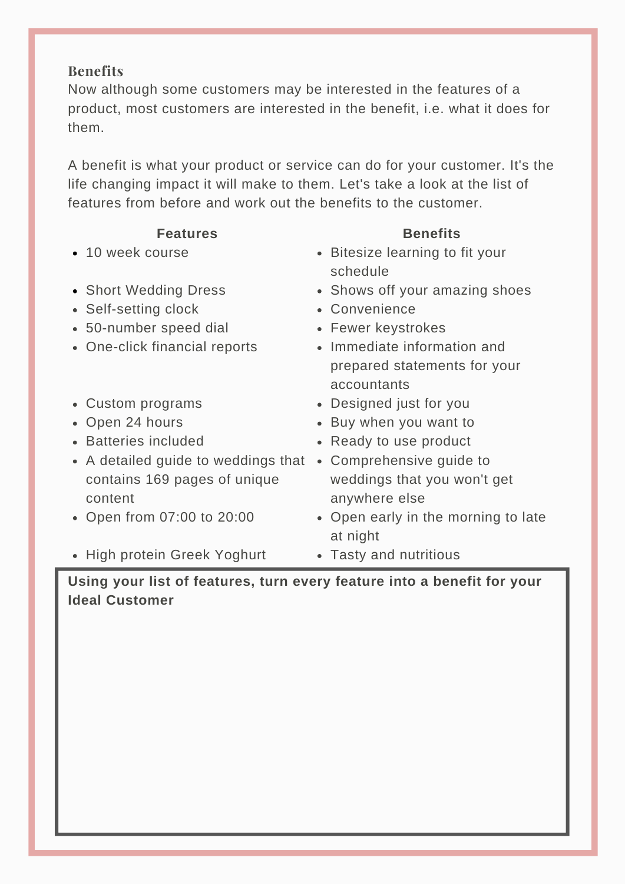### Benefits

Now although some customers may be interested in the features of a product, most customers are interested in the benefit, i.e. what it does for them.

A benefit is what your product or service can do for your customer. It's the life changing impact it will make to them. Let's take a look at the list of features from before and work out the benefits to the customer.

| Features | Benefits |
| --- | --- |
| 10 week course | Bitesize learning to fit your schedule |
| Short Wedding Dress | Shows off your amazing shoes |
| Self-setting clock | Convenience |
| 50-number speed dial | Fewer keystrokes |
| One-click financial reports | Immediate information and prepared statements for your accountants |
| Custom programs | Designed just for you |
| Open 24 hours | Buy when you want to |
| Batteries included | Ready to use product |
| A detailed guide to weddings that contains 169 pages of unique content | Comprehensive guide to weddings that you won't get anywhere else |
| Open from 07:00 to 20:00 | Open early in the morning to late at night |
| High protein Greek Yoghurt | Tasty and nutritious |

**Using your list of features, turn every feature into a benefit for your Ideal Customer**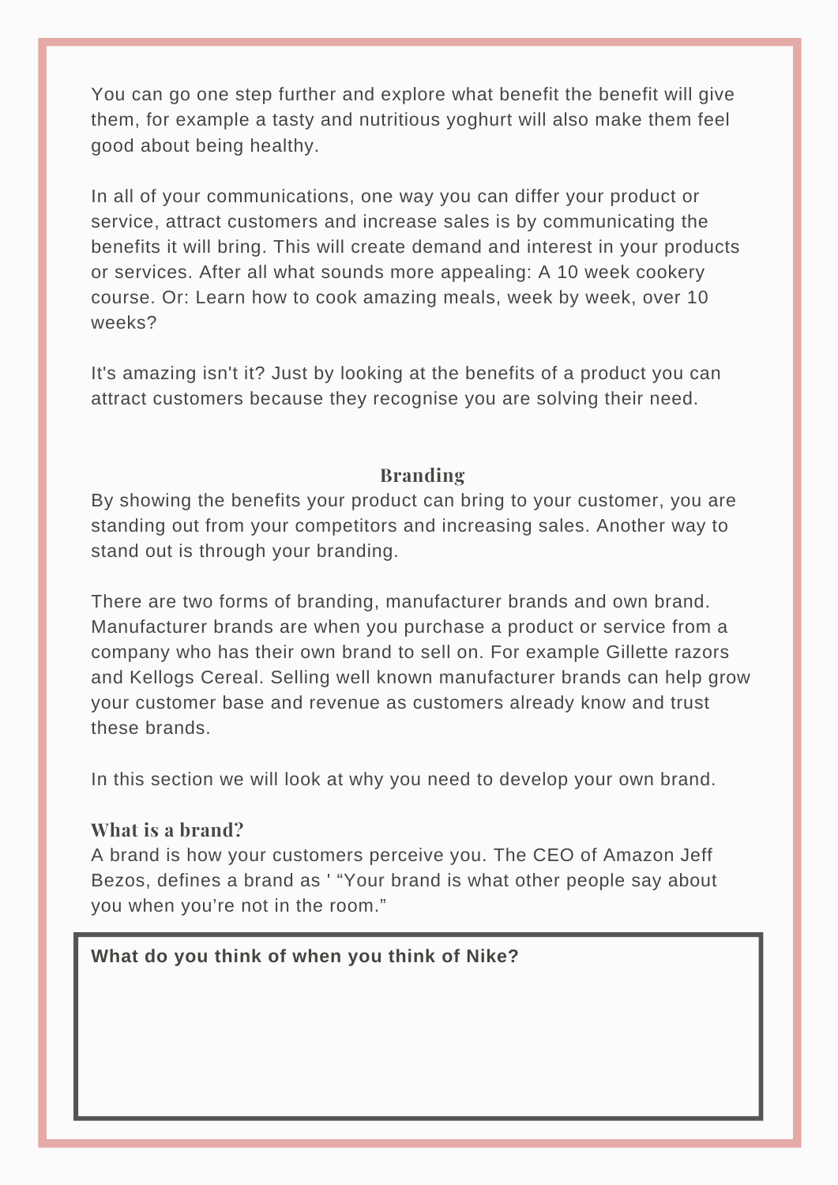You can go one step further and explore what benefit the benefit will give them, for example a tasty and nutritious yoghurt will also make them feel good about being healthy.

In all of your communications, one way you can differ your product or service, attract customers and increase sales is by communicating the benefits it will bring. This will create demand and interest in your products or services. After all what sounds more appealing: A 10 week cookery course. Or: Learn how to cook amazing meals, week by week, over 10 weeks?

It's amazing isn't it? Just by looking at the benefits of a product you can attract customers because they recognise you are solving their need.

## Branding

By showing the benefits your product can bring to your customer, you are standing out from your competitors and increasing sales. Another way to stand out is through your branding.

There are two forms of branding, manufacturer brands and own brand. Manufacturer brands are when you purchase a product or service from a company who has their own brand to sell on. For example Gillette razors and Kellogs Cereal. Selling well known manufacturer brands can help grow your customer base and revenue as customers already know and trust these brands.

In this section we will look at why you need to develop your own brand.

### What is a brand?

A brand is how your customers perceive you. The CEO of Amazon Jeff Bezos, defines a brand as ' “Your brand is what other people say about you when you’re not in the room.”

**What do you think of when you think of Nike?**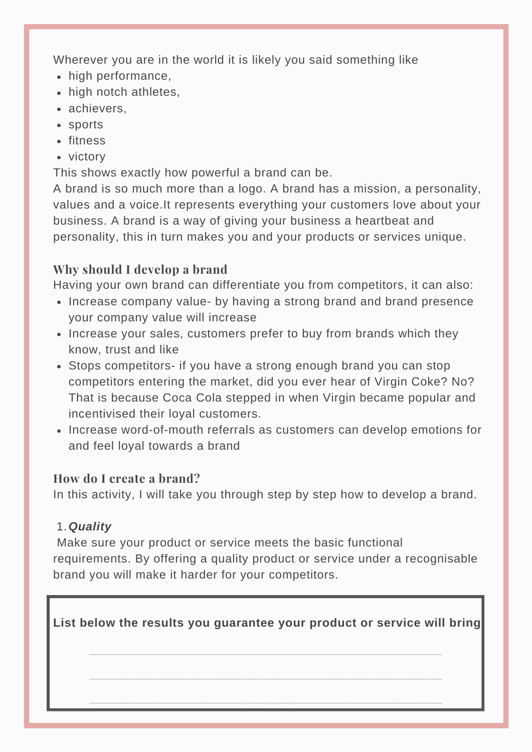Wherever you are in the world it is likely you said something like

- high performance,
- high notch athletes,
- achievers,
- sports
- fitness
- victory

This shows exactly how powerful a brand can be.
A brand is so much more than a logo. A brand has a mission, a personality, values and a voice.It represents everything your customers love about your business. A brand is a way of giving your business a heartbeat and personality, this in turn makes you and your products or services unique.

### Why should I develop a brand

Having your own brand can differentiate you from competitors, it can also:

- Increase company value- by having a strong brand and brand presence your company value will increase
- Increase your sales, customers prefer to buy from brands which they know, trust and like
- Stops competitors- if you have a strong enough brand you can stop competitors entering the market, did you ever hear of Virgin Coke? No? That is because Coca Cola stepped in when Virgin became popular and incentivised their loyal customers.
- Increase word-of-mouth referrals as customers can develop emotions for and feel loyal towards a brand

### How do I create a brand?

In this activity, I will take you through step by step how to develop a brand.

1. ***Quality***

Make sure your product or service meets the basic functional requirements. By offering a quality product or service under a recognisable brand you will make it harder for your competitors.

**List below the results you guarantee your product or service will bring**

______________________________________________

______________________________________________

______________________________________________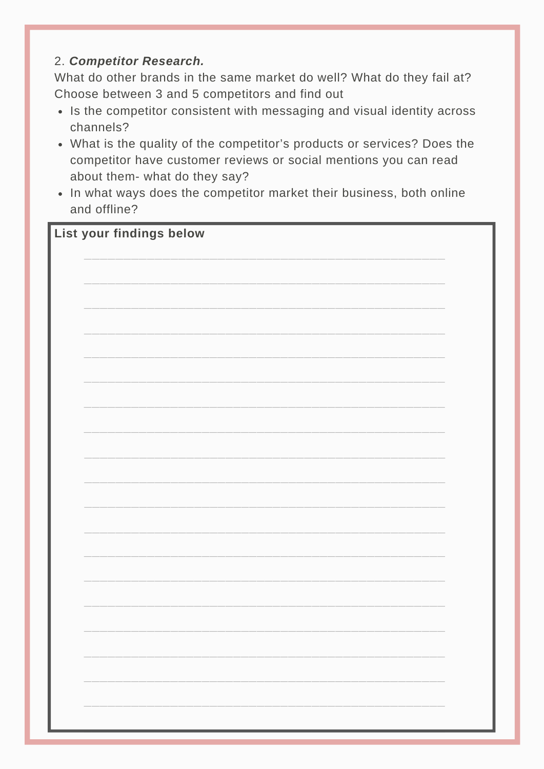2. ***Competitor Research.***

What do other brands in the same market do well? What do they fail at? Choose between 3 and 5 competitors and find out

- Is the competitor consistent with messaging and visual identity across channels?
- What is the quality of the competitor's products or services? Does the competitor have customer reviews or social mentions you can read about them- what do they say?
- In what ways does the competitor market their business, both online and offline?

**List your findings below**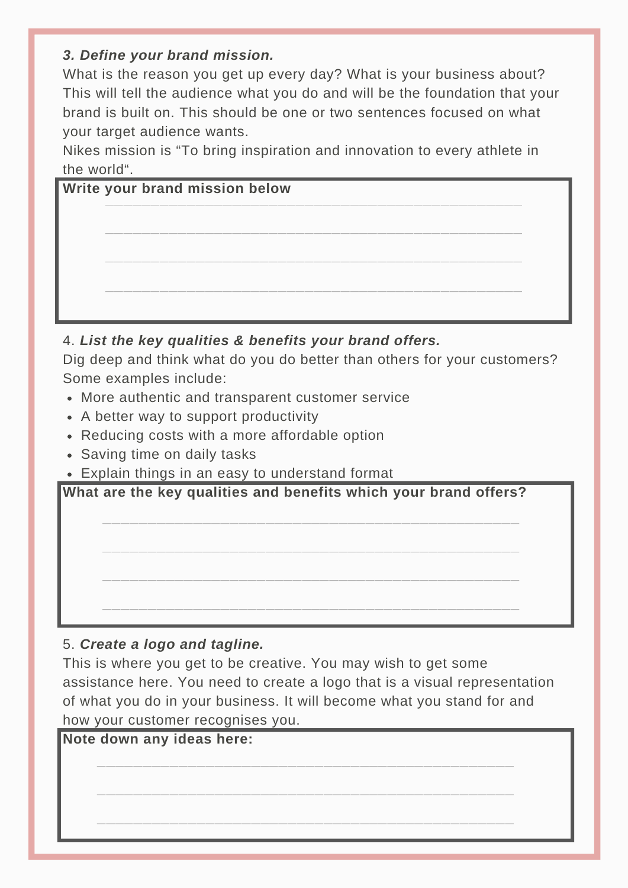***3. Define your brand mission.***

What is the reason you get up every day? What is your business about? This will tell the audience what you do and will be the foundation that your brand is built on. This should be one or two sentences focused on what your target audience wants.

Nikes mission is “To bring inspiration and innovation to every athlete in the world“.

**Write your brand mission below**

\_\_\_\_\_\_\_\_\_\_\_\_\_\_\_\_\_\_\_\_\_\_\_\_\_\_\_\_\_\_\_\_\_\_\_\_\_\_\_\_\_\_\_\_\_\_\_\_

\_\_\_\_\_\_\_\_\_\_\_\_\_\_\_\_\_\_\_\_\_\_\_\_\_\_\_\_\_\_\_\_\_\_\_\_\_\_\_\_\_\_\_\_\_\_\_\_

\_\_\_\_\_\_\_\_\_\_\_\_\_\_\_\_\_\_\_\_\_\_\_\_\_\_\_\_\_\_\_\_\_\_\_\_\_\_\_\_\_\_\_\_\_\_\_\_

\_\_\_\_\_\_\_\_\_\_\_\_\_\_\_\_\_\_\_\_\_\_\_\_\_\_\_\_\_\_\_\_\_\_\_\_\_\_\_\_\_\_\_\_\_\_\_\_

4. ***List the key qualities & benefits your brand offers.***

Dig deep and think what do you do better than others for your customers? Some examples include:

- More authentic and transparent customer service
- A better way to support productivity
- Reducing costs with a more affordable option
- Saving time on daily tasks
- Explain things in an easy to understand format

**What are the key qualities and benefits which your brand offers?**

\_\_\_\_\_\_\_\_\_\_\_\_\_\_\_\_\_\_\_\_\_\_\_\_\_\_\_\_\_\_\_\_\_\_\_\_\_\_\_\_\_\_\_\_\_\_\_\_

\_\_\_\_\_\_\_\_\_\_\_\_\_\_\_\_\_\_\_\_\_\_\_\_\_\_\_\_\_\_\_\_\_\_\_\_\_\_\_\_\_\_\_\_\_\_\_\_

\_\_\_\_\_\_\_\_\_\_\_\_\_\_\_\_\_\_\_\_\_\_\_\_\_\_\_\_\_\_\_\_\_\_\_\_\_\_\_\_\_\_\_\_\_\_\_\_

\_\_\_\_\_\_\_\_\_\_\_\_\_\_\_\_\_\_\_\_\_\_\_\_\_\_\_\_\_\_\_\_\_\_\_\_\_\_\_\_\_\_\_\_\_\_\_\_

5. ***Create a logo and tagline.***

This is where you get to be creative. You may wish to get some assistance here. You need to create a logo that is a visual representation of what you do in your business. It will become what you stand for and how your customer recognises you.

**Note down any ideas here:**

\_\_\_\_\_\_\_\_\_\_\_\_\_\_\_\_\_\_\_\_\_\_\_\_\_\_\_\_\_\_\_\_\_\_\_\_\_\_\_\_\_\_\_\_\_\_\_\_

\_\_\_\_\_\_\_\_\_\_\_\_\_\_\_\_\_\_\_\_\_\_\_\_\_\_\_\_\_\_\_\_\_\_\_\_\_\_\_\_\_\_\_\_\_\_\_\_

\_\_\_\_\_\_\_\_\_\_\_\_\_\_\_\_\_\_\_\_\_\_\_\_\_\_\_\_\_\_\_\_\_\_\_\_\_\_\_\_\_\_\_\_\_\_\_\_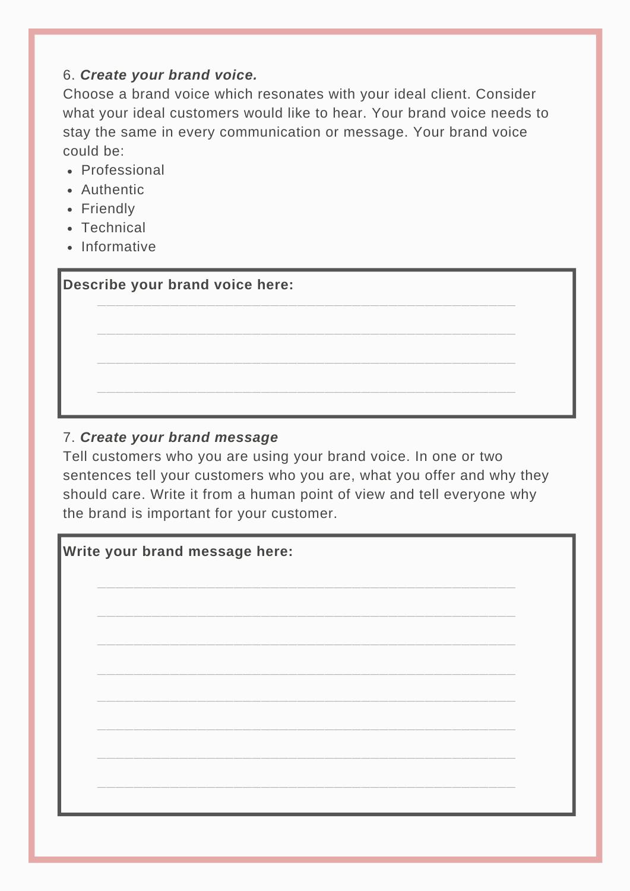6. ***Create your brand voice.***

Choose a brand voice which resonates with your ideal client. Consider what your ideal customers would like to hear. Your brand voice needs to stay the same in every communication or message. Your brand voice could be:

- Professional
- Authentic
- Friendly
- Technical
- Informative

**Describe your brand voice here:**

____________________________________________________

____________________________________________________

____________________________________________________

____________________________________________________

7. ***Create your brand message***

Tell customers who you are using your brand voice. In one or two sentences tell your customers who you are, what you offer and why they should care. Write it from a human point of view and tell everyone why the brand is important for your customer.

**Write your brand message here:**

____________________________________________________

____________________________________________________

____________________________________________________

____________________________________________________

____________________________________________________

____________________________________________________

____________________________________________________

____________________________________________________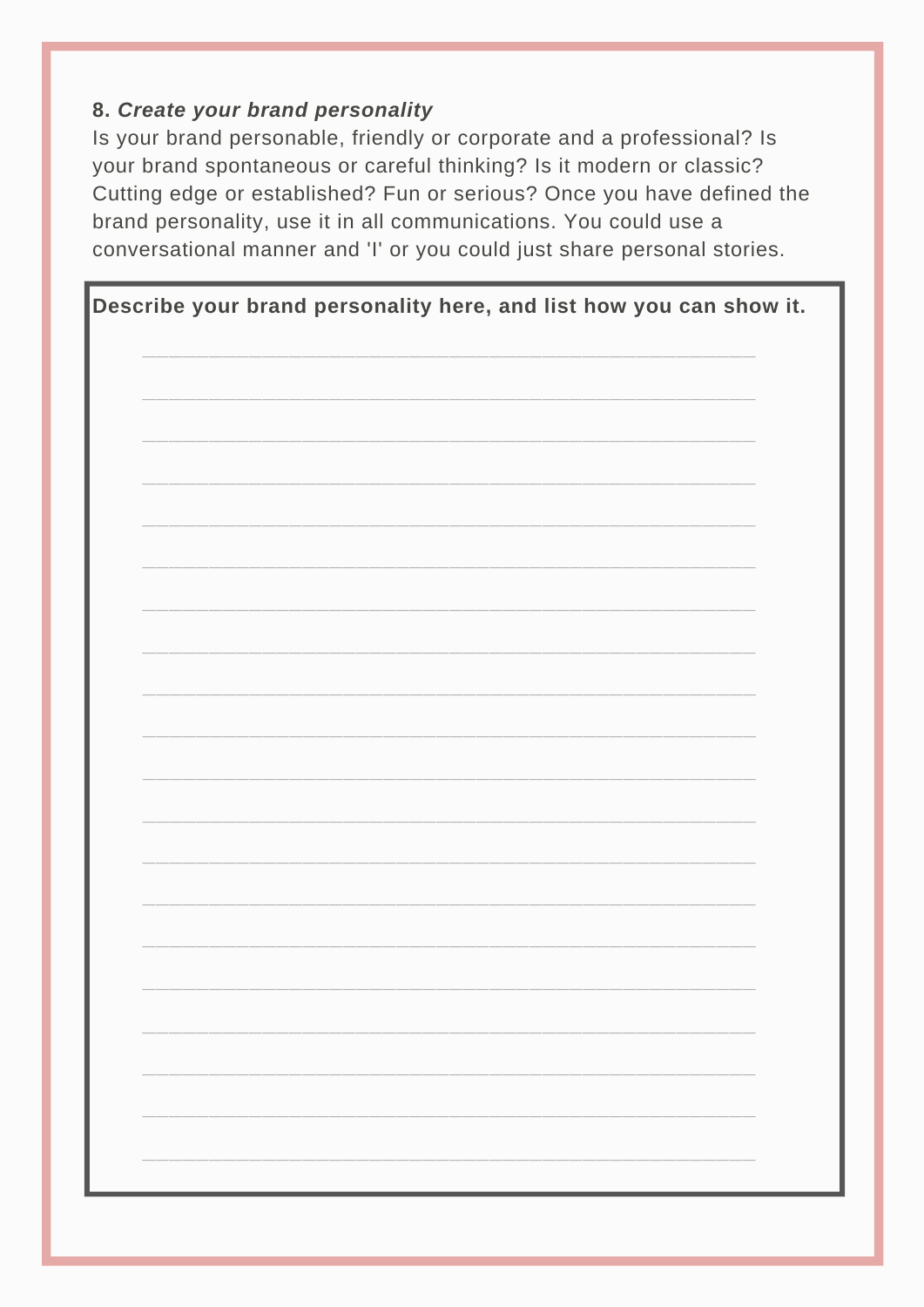**8.** ***Create your brand personality***

Is your brand personable, friendly or corporate and a professional? Is your brand spontaneous or careful thinking? Is it modern or classic? Cutting edge or established? Fun or serious? Once you have defined the brand personality, use it in all communications. You could use a conversational manner and 'I' or you could just share personal stories.

**Describe your brand personality here, and list how you can show it.**

_______________________________________________

_______________________________________________

_______________________________________________

_______________________________________________

_______________________________________________

_______________________________________________

_______________________________________________

_______________________________________________

_______________________________________________

_______________________________________________

_______________________________________________

_______________________________________________

_______________________________________________

_______________________________________________

_______________________________________________

_______________________________________________

_______________________________________________

_______________________________________________

_______________________________________________

_______________________________________________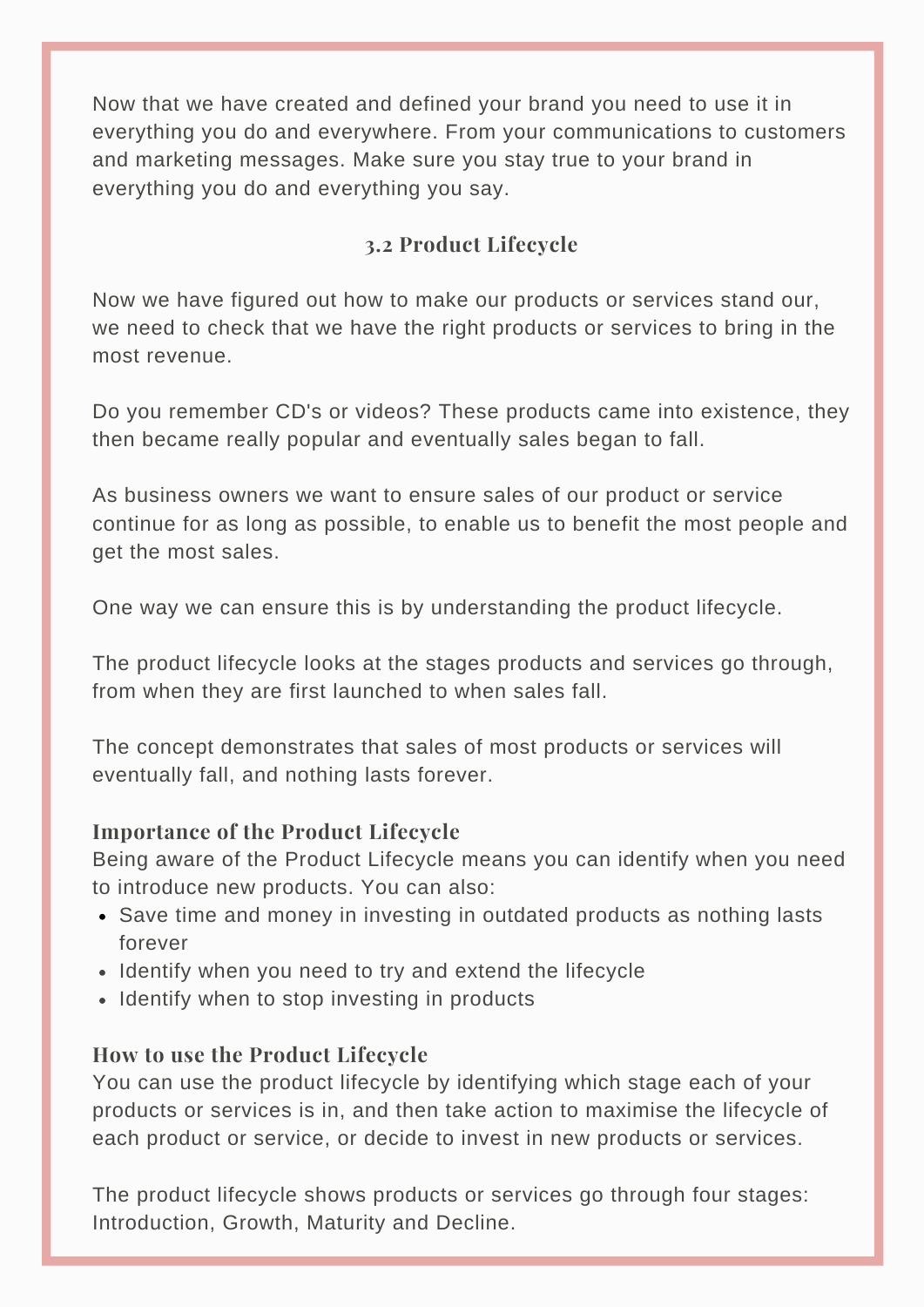Now that we have created and defined your brand you need to use it in everything you do and everywhere. From your communications to customers and marketing messages. Make sure you stay true to your brand in everything you do and everything you say.

## 3.2 Product Lifecycle

Now we have figured out how to make our products or services stand our, we need to check that we have the right products or services to bring in the most revenue.

Do you remember CD's or videos? These products came into existence, they then became really popular and eventually sales began to fall.

As business owners we want to ensure sales of our product or service continue for as long as possible, to enable us to benefit the most people and get the most sales.

One way we can ensure this is by understanding the product lifecycle.

The product lifecycle looks at the stages products and services go through, from when they are first launched to when sales fall.

The concept demonstrates that sales of most products or services will eventually fall, and nothing lasts forever.

### Importance of the Product Lifecycle

Being aware of the Product Lifecycle means you can identify when you need to introduce new products. You can also:

- Save time and money in investing in outdated products as nothing lasts forever
- Identify when you need to try and extend the lifecycle
- Identify when to stop investing in products

### How to use the Product Lifecycle

You can use the product lifecycle by identifying which stage each of your products or services is in, and then take action to maximise the lifecycle of each product or service, or decide to invest in new products or services.

The product lifecycle shows products or services go through four stages: Introduction, Growth, Maturity and Decline.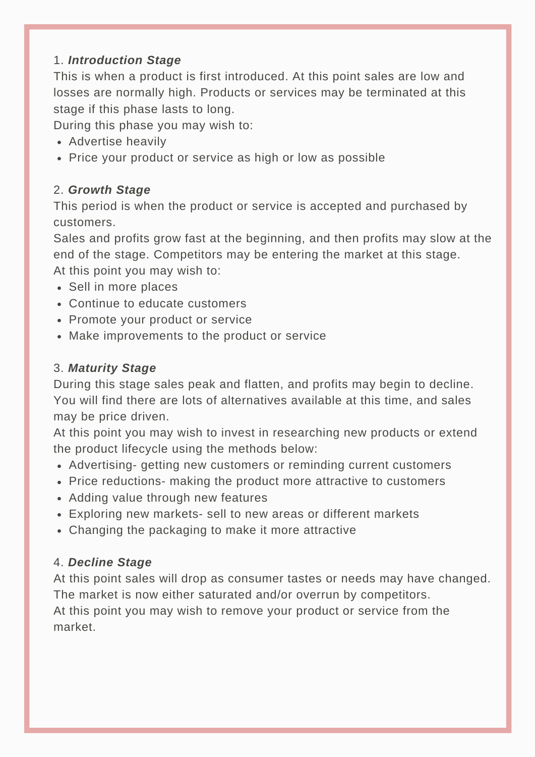1. ***Introduction Stage***

This is when a product is first introduced. At this point sales are low and losses are normally high. Products or services may be terminated at this stage if this phase lasts to long.

During this phase you may wish to:

- Advertise heavily
- Price your product or service as high or low as possible

2. ***Growth Stage***

This period is when the product or service is accepted and purchased by customers.

Sales and profits grow fast at the beginning, and then profits may slow at the end of the stage. Competitors may be entering the market at this stage.

At this point you may wish to:

- Sell in more places
- Continue to educate customers
- Promote your product or service
- Make improvements to the product or service

3. ***Maturity Stage***

During this stage sales peak and flatten, and profits may begin to decline. You will find there are lots of alternatives available at this time, and sales may be price driven.

At this point you may wish to invest in researching new products or extend the product lifecycle using the methods below:

- Advertising- getting new customers or reminding current customers
- Price reductions- making the product more attractive to customers
- Adding value through new features
- Exploring new markets- sell to new areas or different markets
- Changing the packaging to make it more attractive

4. ***Decline Stage***

At this point sales will drop as consumer tastes or needs may have changed. The market is now either saturated and/or overrun by competitors.

At this point you may wish to remove your product or service from the market.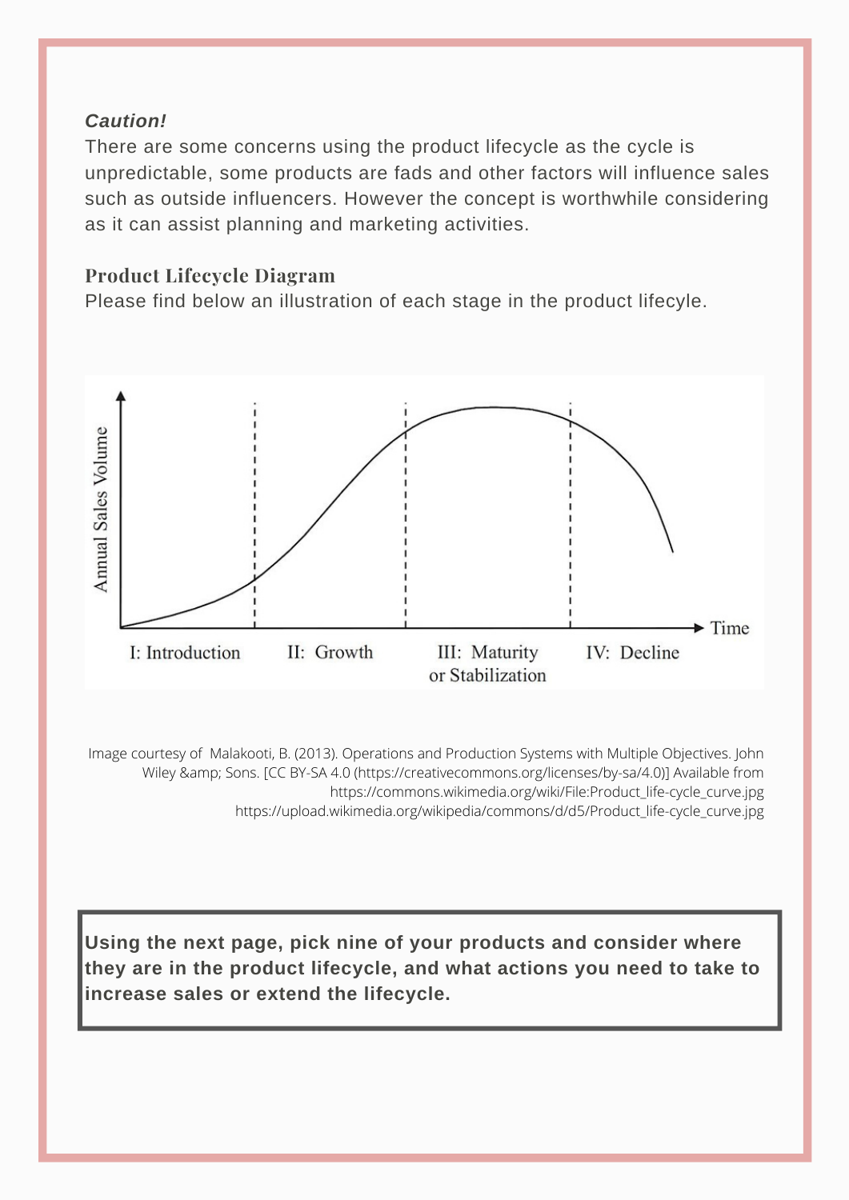***Caution!***

There are some concerns using the product lifecycle as the cycle is unpredictable, some products are fads and other factors will influence sales such as outside influencers. However the concept is worthwhile considering as it can assist planning and marketing activities.

## Product Lifecycle Diagram

Please find below an illustration of each stage in the product lifecycle.

Annual Sales Volume

Time

I: Introduction II: Growth III: Maturity or Stabilization IV: Decline

Image courtesy of Malakooti, B. (2013). Operations and Production Systems with Multiple Objectives. John Wiley &amp; Sons. [CC BY-SA 4.0 (https://creativecommons.org/licenses/by-sa/4.0)] Available from https://commons.wikimedia.org/wiki/File:Product_life-cycle_curve.jpg https://upload.wikimedia.org/wikipedia/commons/d/d5/Product_life-cycle_curve.jpg

**Using the next page, pick nine of your products and consider where they are in the product lifecycle, and what actions you need to take to increase sales or extend the lifecycle.**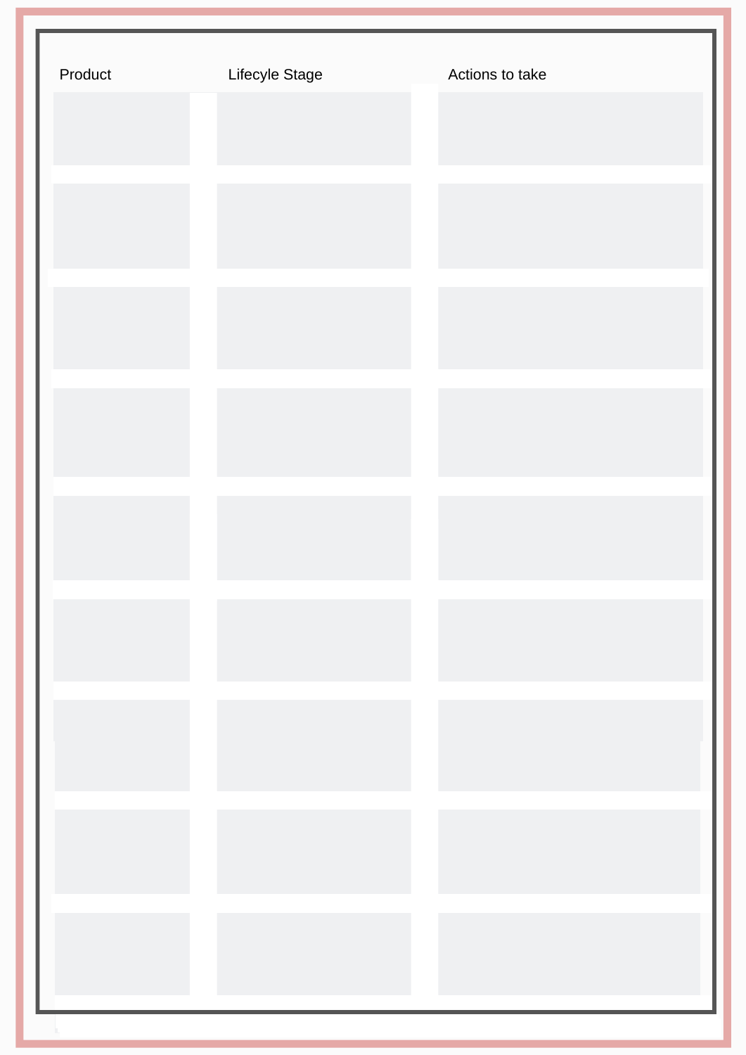| Product | Lifecyle Stage | Actions to take |
|---|---|---|
| | | |
| | | |
| | | |
| | | |
| | | |
| | | |
| | | |
| | | |
| | | |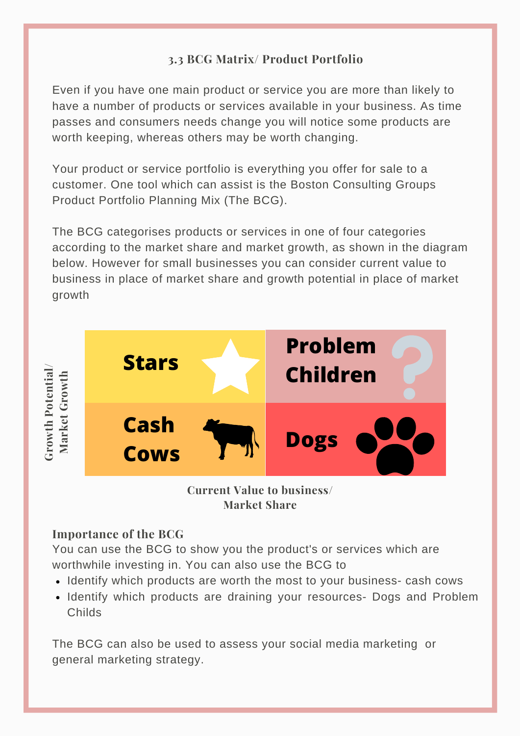### 3.3 BCG Matrix/ Product Portfolio

Even if you have one main product or service you are more than likely to have a number of products or services available in your business. As time passes and consumers needs change you will notice some products are worth keeping, whereas others may be worth changing.

Your product or service portfolio is everything you offer for sale to a customer. One tool which can assist is the Boston Consulting Groups Product Portfolio Planning Mix (The BCG).

The BCG categorises products or services in one of four categories according to the market share and market growth, as shown in the diagram below. However for small businesses you can consider current value to business in place of market share and growth potential in place of market growth

| Growth Potential/ Market Growth | | |
|---|---|---|
| | Stars | Problem Children |
| | Cash Cows | Dogs |

Current Value to business/ Market Share

**Importance of the BCG**

You can use the BCG to show you the product's or services which are worthwhile investing in. You can also use the BCG to

- Identify which products are worth the most to your business- cash cows
- Identify which products are draining your resources- Dogs and Problem Childs

The BCG can also be used to assess your social media marketing or general marketing strategy.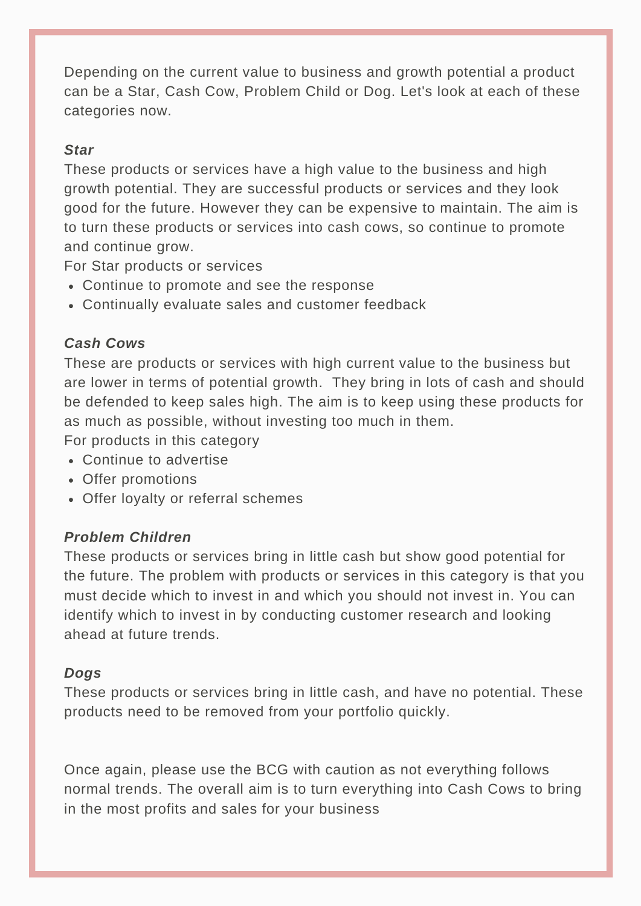Depending on the current value to business and growth potential a product can be a Star, Cash Cow, Problem Child or Dog. Let's look at each of these categories now.

***Star***

These products or services have a high value to the business and high growth potential. They are successful products or services and they look good for the future. However they can be expensive to maintain. The aim is to turn these products or services into cash cows, so continue to promote and continue grow.

For Star products or services

- Continue to promote and see the response
- Continually evaluate sales and customer feedback

***Cash Cows***

These are products or services with high current value to the business but are lower in terms of potential growth. They bring in lots of cash and should be defended to keep sales high. The aim is to keep using these products for as much as possible, without investing too much in them.

For products in this category

- Continue to advertise
- Offer promotions
- Offer loyalty or referral schemes

***Problem Children***

These products or services bring in little cash but show good potential for the future. The problem with products or services in this category is that you must decide which to invest in and which you should not invest in. You can identify which to invest in by conducting customer research and looking ahead at future trends.

***Dogs***

These products or services bring in little cash, and have no potential. These products need to be removed from your portfolio quickly.

Once again, please use the BCG with caution as not everything follows normal trends. The overall aim is to turn everything into Cash Cows to bring in the most profits and sales for your business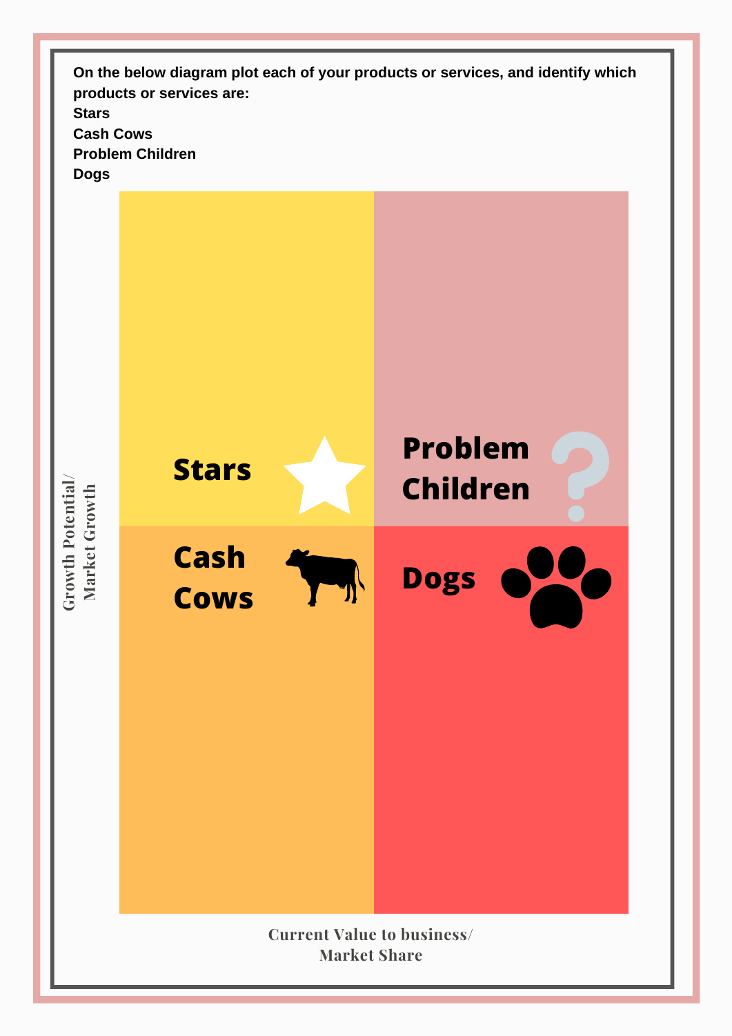**On the below diagram plot each of your products or services, and identify which products or services are:**

**Stars**

**Cash Cows**

**Problem Children**

**Dogs**

| | |
|---|---|
| **Stars** | **Problem Children** |
| **Cash Cows** | **Dogs** |

Growth Potential/ Market Growth

Current Value to business/ Market Share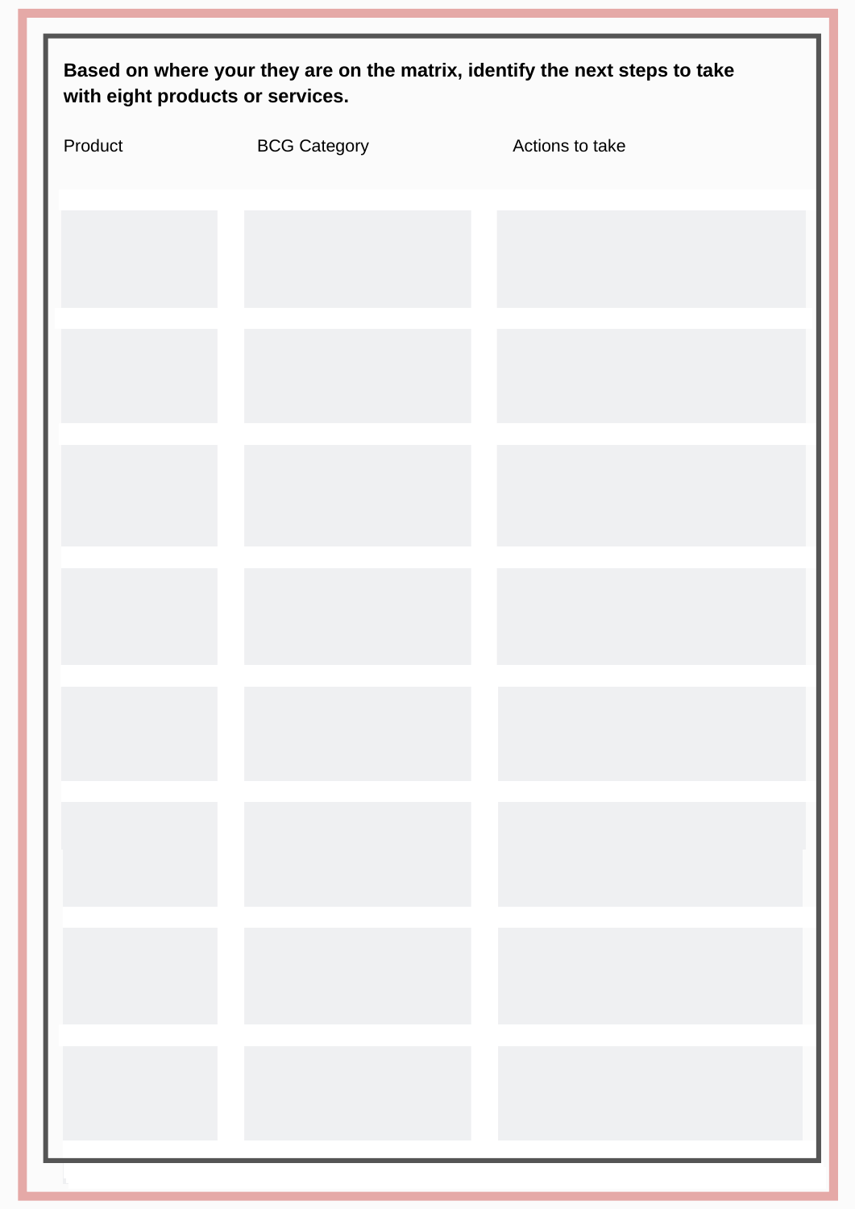**Based on where your they are on the matrix, identify the next steps to take with eight products or services.**

| Product | BCG Category | Actions to take |
| --- | --- | --- |
| | | |
| | | |
| | | |
| | | |
| | | |
| | | |
| | | |
| | | |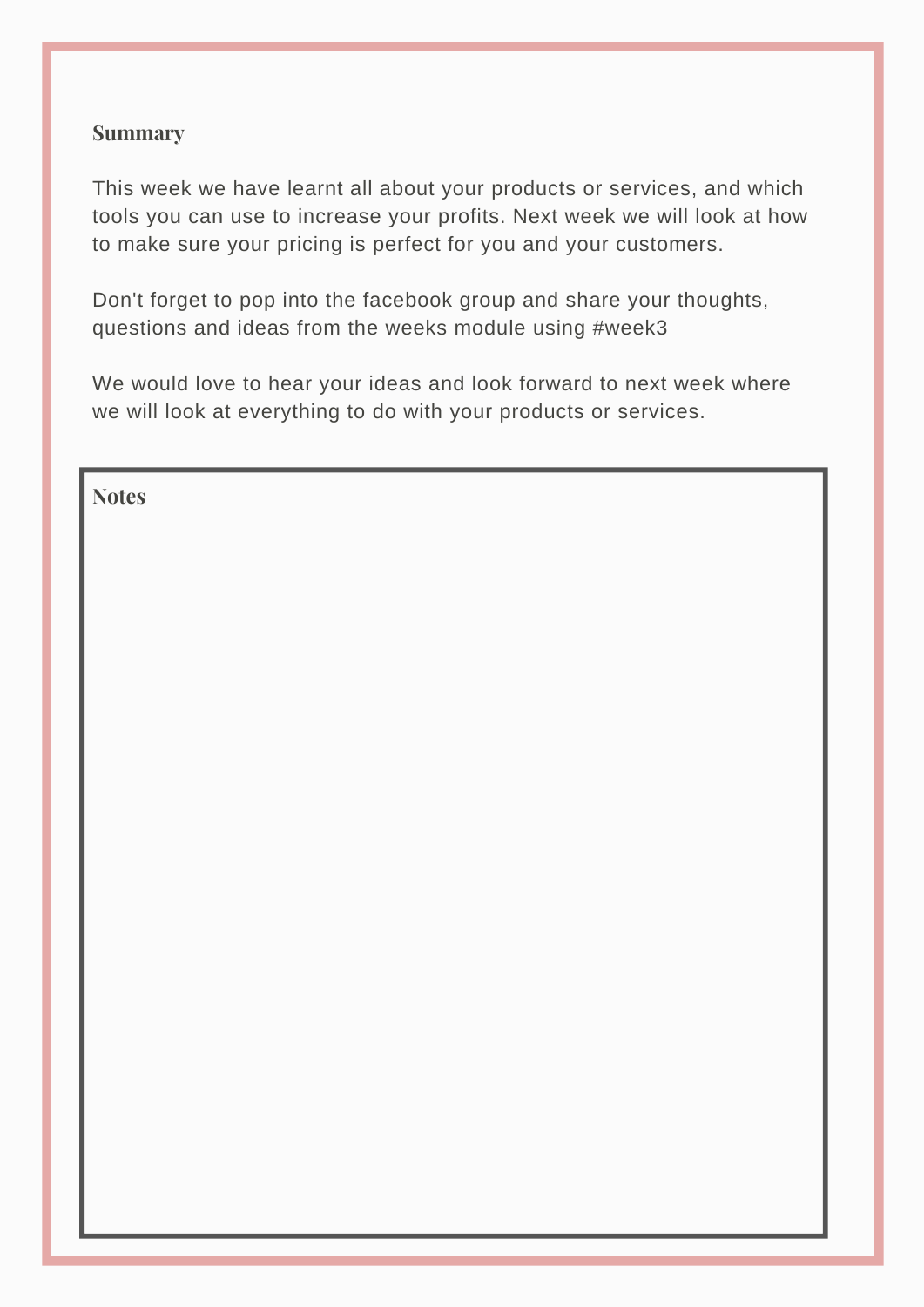**Summary**

This week we have learnt all about your products or services, and which tools you can use to increase your profits. Next week we will look at how to make sure your pricing is perfect for you and your customers.

Don't forget to pop into the facebook group and share your thoughts, questions and ideas from the weeks module using #week3

We would love to hear your ideas and look forward to next week where we will look at everything to do with your products or services.

**Notes**